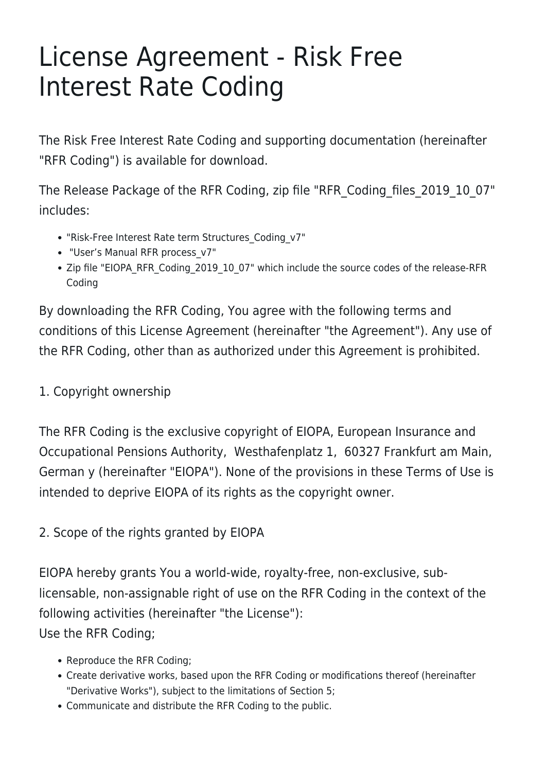# License Agreement - Risk Free Interest Rate Coding

The Risk Free Interest Rate Coding and supporting documentation (hereinafter "RFR Coding") is available for download.

The Release Package of the RFR Coding, zip file "RFR_Coding_files_2019_10_07" includes:

- "Risk-Free Interest Rate term Structures_Coding_v7"
- "User's Manual RFR process_v7"
- Zip file "EIOPA_RFR_Coding_2019_10_07" which include the source codes of the release-RFR Coding

By downloading the RFR Coding, You agree with the following terms and conditions of this License Agreement (hereinafter "the Agreement"). Any use of the RFR Coding, other than as authorized under this Agreement is prohibited.

1. Copyright ownership

The RFR Coding is the exclusive copyright of EIOPA, European Insurance and Occupational Pensions Authority, Westhafenplatz 1, 60327 Frankfurt am Main, German y (hereinafter "EIOPA"). None of the provisions in these Terms of Use is intended to deprive EIOPA of its rights as the copyright owner.

2. Scope of the rights granted by EIOPA

EIOPA hereby grants You a world-wide, royalty-free, non-exclusive, sub-licensable, non-assignable right of use on the RFR Coding in the context of the following activities (hereinafter "the License"):
Use the RFR Coding;

- Reproduce the RFR Coding;
- Create derivative works, based upon the RFR Coding or modifications thereof (hereinafter "Derivative Works"), subject to the limitations of Section 5;
- Communicate and distribute the RFR Coding to the public.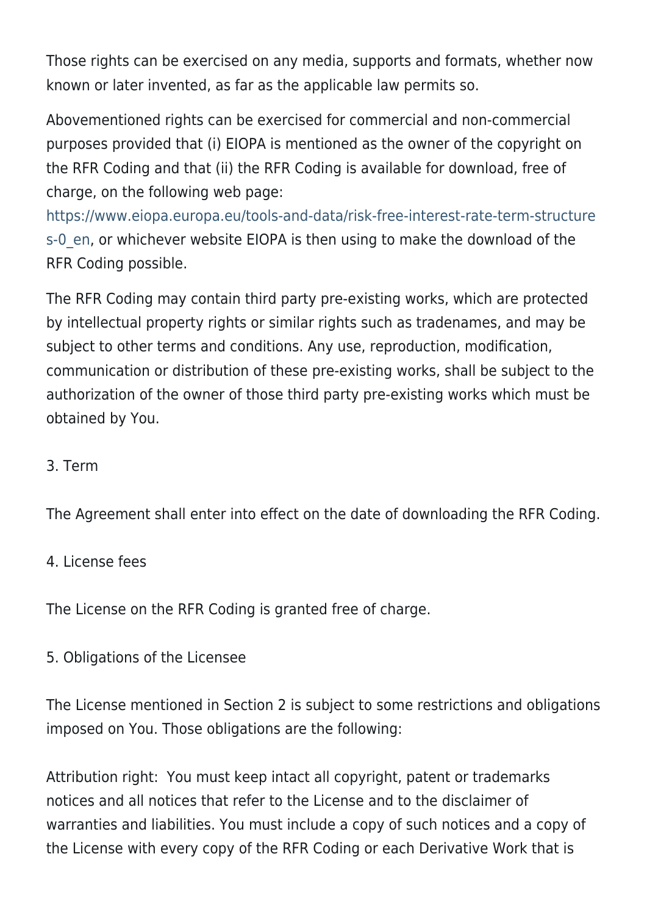Those rights can be exercised on any media, supports and formats, whether now known or later invented, as far as the applicable law permits so.

Abovementioned rights can be exercised for commercial and non-commercial purposes provided that (i) EIOPA is mentioned as the owner of the copyright on the RFR Coding and that (ii) the RFR Coding is available for download, free of charge, on the following web page: https://www.eiopa.europa.eu/tools-and-data/risk-free-interest-rate-term-structures-0_en, or whichever website EIOPA is then using to make the download of the RFR Coding possible.

The RFR Coding may contain third party pre-existing works, which are protected by intellectual property rights or similar rights such as tradenames, and may be subject to other terms and conditions. Any use, reproduction, modification, communication or distribution of these pre-existing works, shall be subject to the authorization of the owner of those third party pre-existing works which must be obtained by You.

3. Term

The Agreement shall enter into effect on the date of downloading the RFR Coding.

4. License fees

The License on the RFR Coding is granted free of charge.

5. Obligations of the Licensee

The License mentioned in Section 2 is subject to some restrictions and obligations imposed on You. Those obligations are the following:

Attribution right: You must keep intact all copyright, patent or trademarks notices and all notices that refer to the License and to the disclaimer of warranties and liabilities. You must include a copy of such notices and a copy of the License with every copy of the RFR Coding or each Derivative Work that is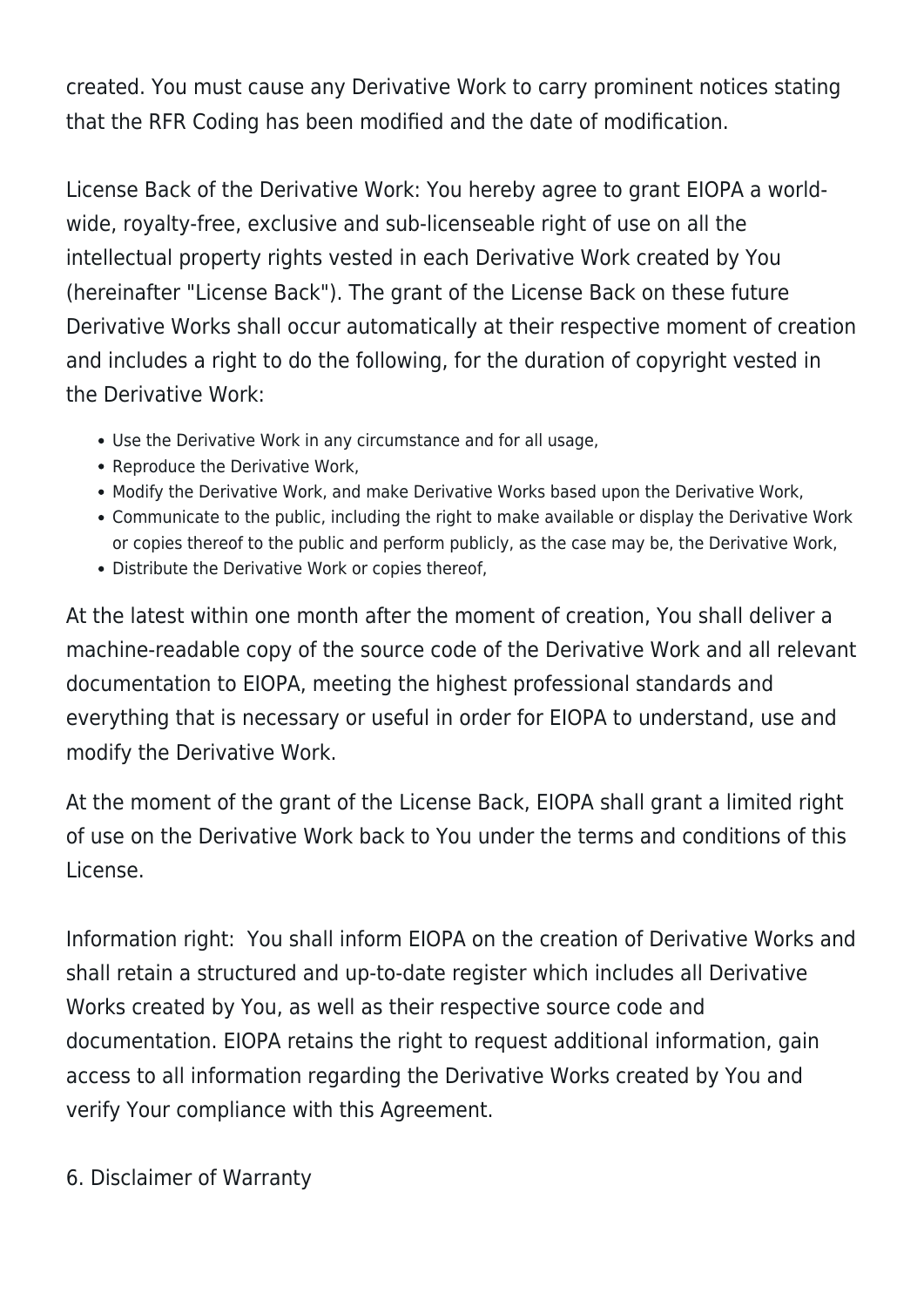created. You must cause any Derivative Work to carry prominent notices stating that the RFR Coding has been modified and the date of modification.

License Back of the Derivative Work: You hereby agree to grant EIOPA a world-wide, royalty-free, exclusive and sub-licenseable right of use on all the intellectual property rights vested in each Derivative Work created by You (hereinafter "License Back"). The grant of the License Back on these future Derivative Works shall occur automatically at their respective moment of creation and includes a right to do the following, for the duration of copyright vested in the Derivative Work:

- Use the Derivative Work in any circumstance and for all usage,
- Reproduce the Derivative Work,
- Modify the Derivative Work, and make Derivative Works based upon the Derivative Work,
- Communicate to the public, including the right to make available or display the Derivative Work or copies thereof to the public and perform publicly, as the case may be, the Derivative Work,
- Distribute the Derivative Work or copies thereof,

At the latest within one month after the moment of creation, You shall deliver a machine-readable copy of the source code of the Derivative Work and all relevant documentation to EIOPA, meeting the highest professional standards and everything that is necessary or useful in order for EIOPA to understand, use and modify the Derivative Work.

At the moment of the grant of the License Back, EIOPA shall grant a limited right of use on the Derivative Work back to You under the terms and conditions of this License.

Information right: You shall inform EIOPA on the creation of Derivative Works and shall retain a structured and up-to-date register which includes all Derivative Works created by You, as well as their respective source code and documentation. EIOPA retains the right to request additional information, gain access to all information regarding the Derivative Works created by You and verify Your compliance with this Agreement.

6. Disclaimer of Warranty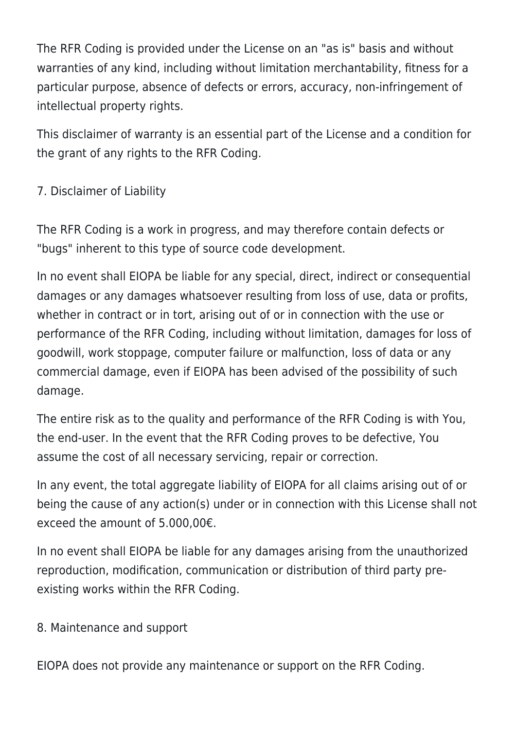The RFR Coding is provided under the License on an "as is" basis and without warranties of any kind, including without limitation merchantability, fitness for a particular purpose, absence of defects or errors, accuracy, non-infringement of intellectual property rights.

This disclaimer of warranty is an essential part of the License and a condition for the grant of any rights to the RFR Coding.

## 7. Disclaimer of Liability

The RFR Coding is a work in progress, and may therefore contain defects or "bugs" inherent to this type of source code development.

In no event shall EIOPA be liable for any special, direct, indirect or consequential damages or any damages whatsoever resulting from loss of use, data or profits, whether in contract or in tort, arising out of or in connection with the use or performance of the RFR Coding, including without limitation, damages for loss of goodwill, work stoppage, computer failure or malfunction, loss of data or any commercial damage, even if EIOPA has been advised of the possibility of such damage.

The entire risk as to the quality and performance of the RFR Coding is with You, the end-user. In the event that the RFR Coding proves to be defective, You assume the cost of all necessary servicing, repair or correction.

In any event, the total aggregate liability of EIOPA for all claims arising out of or being the cause of any action(s) under or in connection with this License shall not exceed the amount of 5.000,00€.

In no event shall EIOPA be liable for any damages arising from the unauthorized reproduction, modification, communication or distribution of third party pre-existing works within the RFR Coding.

## 8. Maintenance and support

EIOPA does not provide any maintenance or support on the RFR Coding.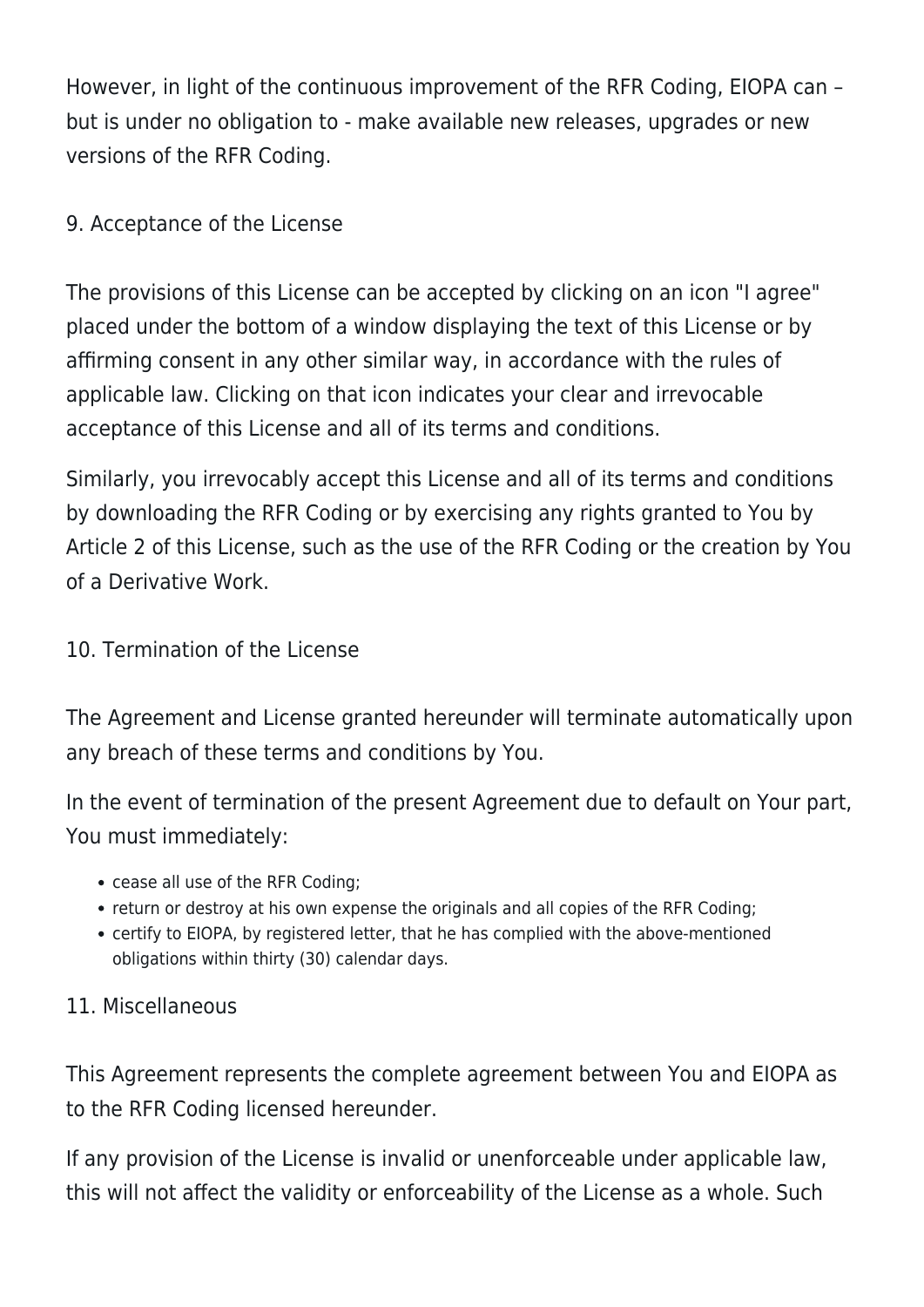However, in light of the continuous improvement of the RFR Coding, EIOPA can – but is under no obligation to - make available new releases, upgrades or new versions of the RFR Coding.

## 9. Acceptance of the License

The provisions of this License can be accepted by clicking on an icon "I agree" placed under the bottom of a window displaying the text of this License or by affirming consent in any other similar way, in accordance with the rules of applicable law. Clicking on that icon indicates your clear and irrevocable acceptance of this License and all of its terms and conditions.

Similarly, you irrevocably accept this License and all of its terms and conditions by downloading the RFR Coding or by exercising any rights granted to You by Article 2 of this License, such as the use of the RFR Coding or the creation by You of a Derivative Work.

## 10. Termination of the License

The Agreement and License granted hereunder will terminate automatically upon any breach of these terms and conditions by You.

In the event of termination of the present Agreement due to default on Your part, You must immediately:

- cease all use of the RFR Coding;
- return or destroy at his own expense the originals and all copies of the RFR Coding;
- certify to EIOPA, by registered letter, that he has complied with the above-mentioned obligations within thirty (30) calendar days.

## 11. Miscellaneous

This Agreement represents the complete agreement between You and EIOPA as to the RFR Coding licensed hereunder.

If any provision of the License is invalid or unenforceable under applicable law, this will not affect the validity or enforceability of the License as a whole. Such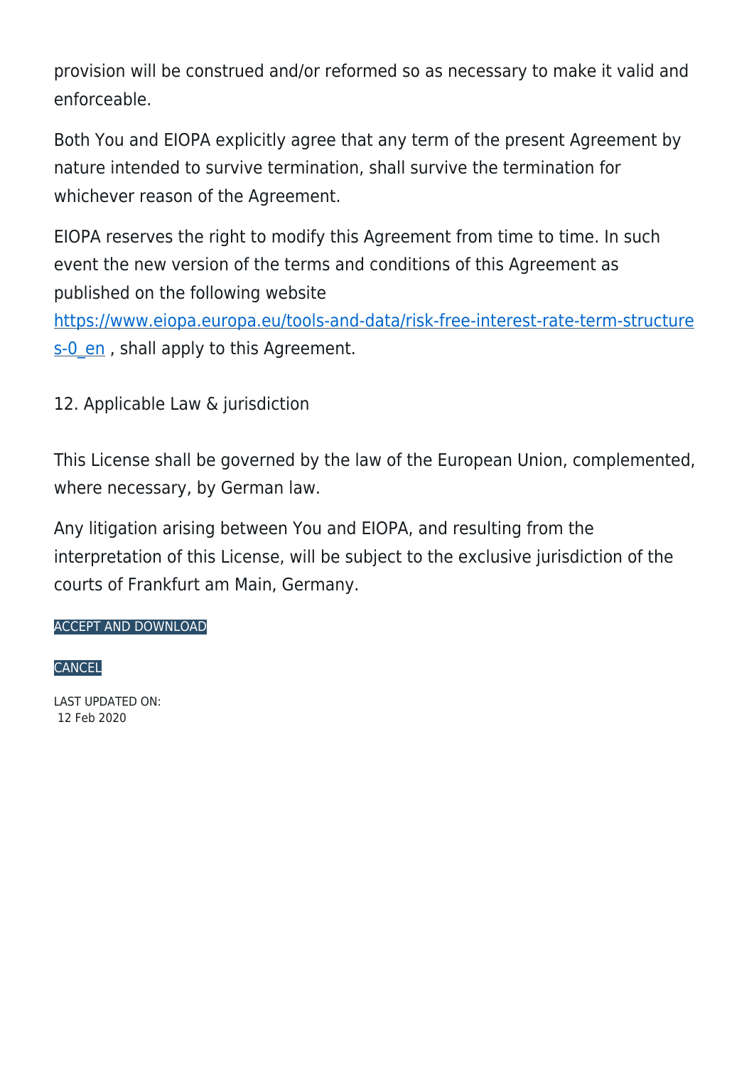provision will be construed and/or reformed so as necessary to make it valid and enforceable.

Both You and EIOPA explicitly agree that any term of the present Agreement by nature intended to survive termination, shall survive the termination for whichever reason of the Agreement.

EIOPA reserves the right to modify this Agreement from time to time. In such event the new version of the terms and conditions of this Agreement as published on the following website [https://www.eiopa.europa.eu/tools-and-data/risk-free-interest-rate-term-structures-0_en](https://www.eiopa.europa.eu/tools-and-data/risk-free-interest-rate-term-structures-0_en) , shall apply to this Agreement.

## 12. Applicable Law & jurisdiction

This License shall be governed by the law of the European Union, complemented, where necessary, by German law.

Any litigation arising between You and EIOPA, and resulting from the interpretation of this License, will be subject to the exclusive jurisdiction of the courts of Frankfurt am Main, Germany.

ACCEPT AND DOWNLOAD

CANCEL

LAST UPDATED ON:
12 Feb 2020